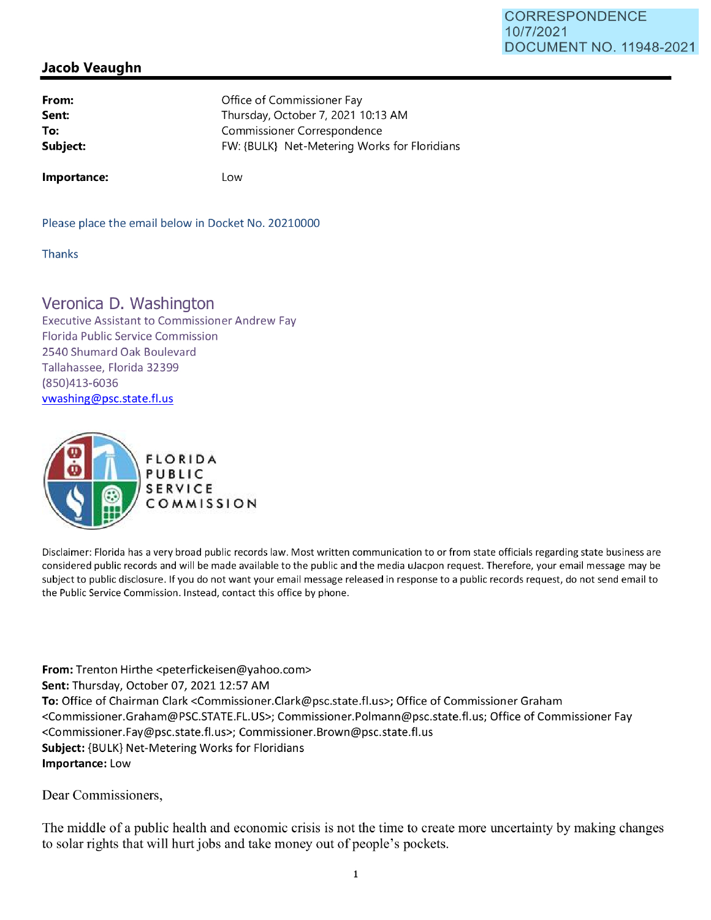CORRESPONDENCE
10/7/2021
DOCUMENT NO. 11948-2021

## Jacob Veaughn

| | |
|---|---|
| **From:** | Office of Commissioner Fay |
| **Sent:** | Thursday, October 7, 2021 10:13 AM |
| **To:** | Commissioner Correspondence |
| **Subject:** | FW: {BULK} Net-Metering Works for Floridians |
| **Importance:** | Low |

Please place the email below in Docket No. 20210000

Thanks

Veronica D. Washington
Executive Assistant to Commissioner Andrew Fay
Florida Public Service Commission
2540 Shumard Oak Boulevard
Tallahassee, Florida 32399
(850)413-6036
vwashing@psc.state.fl.us

FLORIDA PUBLIC SERVICE COMMISSION

Disclaimer: Florida has a very broad public records law. Most written communication to or from state officials regarding state business are considered public records and will be made available to the public and the media uJacpon request. Therefore, your email message may be subject to public disclosure. If you do not want your email message released in response to a public records request, do not send email to the Public Service Commission. Instead, contact this office by phone.

**From:** Trenton Hirthe <peterfickeisen@yahoo.com>
**Sent:** Thursday, October 07, 2021 12:57 AM
**To:** Office of Chairman Clark <Commissioner.Clark@psc.state.fl.us>; Office of Commissioner Graham <Commissioner.Graham@PSC.STATE.FL.US>; Commissioner.Polmann@psc.state.fl.us; Office of Commissioner Fay <Commissioner.Fay@psc.state.fl.us>; Commissioner.Brown@psc.state.fl.us
**Subject:** {BULK} Net-Metering Works for Floridians
**Importance:** Low

Dear Commissioners,

The middle of a public health and economic crisis is not the time to create more uncertainty by making changes to solar rights that will hurt jobs and take money out of people's pockets.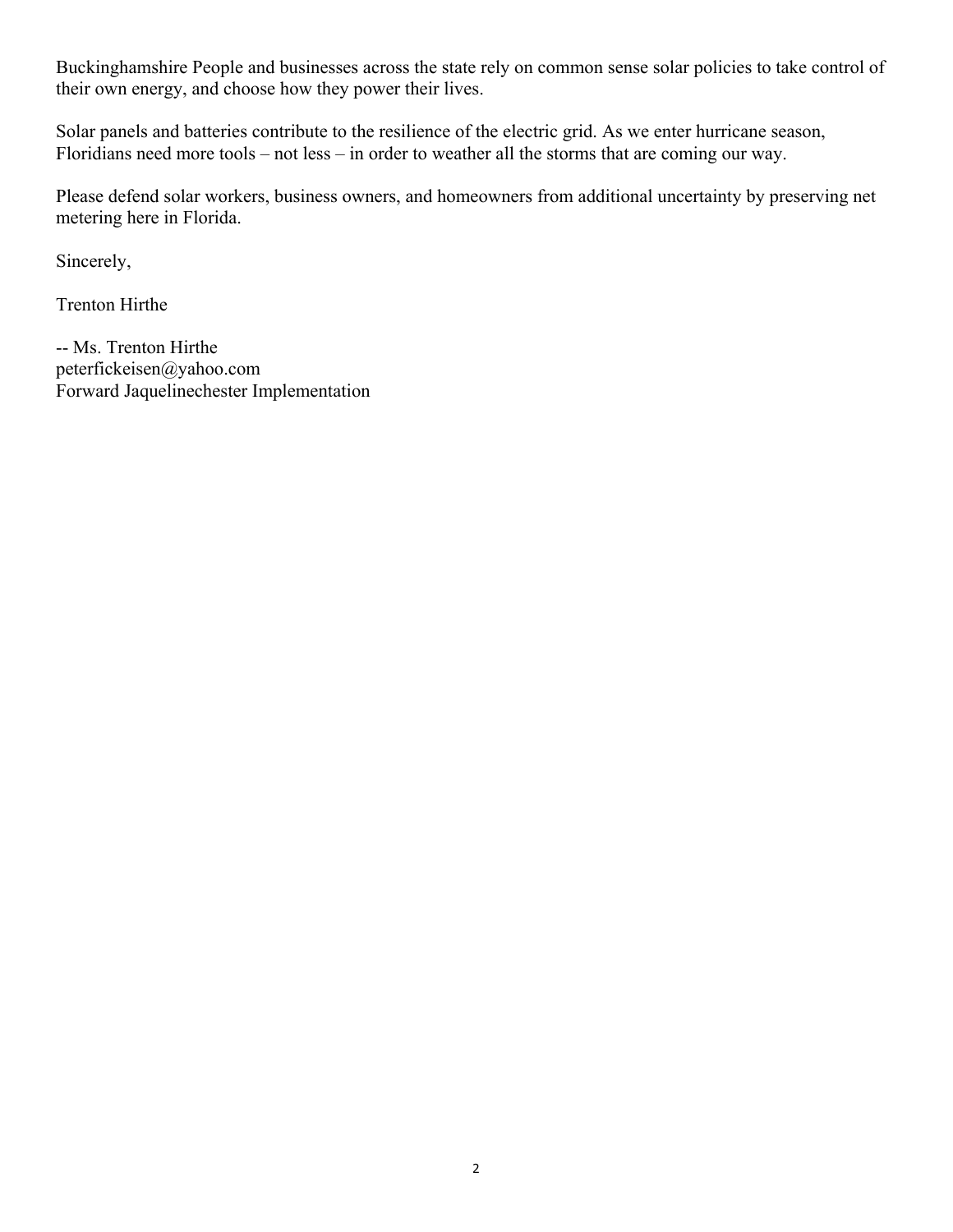Buckinghamshire People and businesses across the state rely on common sense solar policies to take control of their own energy, and choose how they power their lives.

Solar panels and batteries contribute to the resilience of the electric grid. As we enter hurricane season, Floridians need more tools – not less – in order to weather all the storms that are coming our way.

Please defend solar workers, business owners, and homeowners from additional uncertainty by preserving net metering here in Florida.

Sincerely,

Trenton Hirthe

-- Ms. Trenton Hirthe  
peterfickeisen@yahoo.com  
Forward Jaquelinechester Implementation